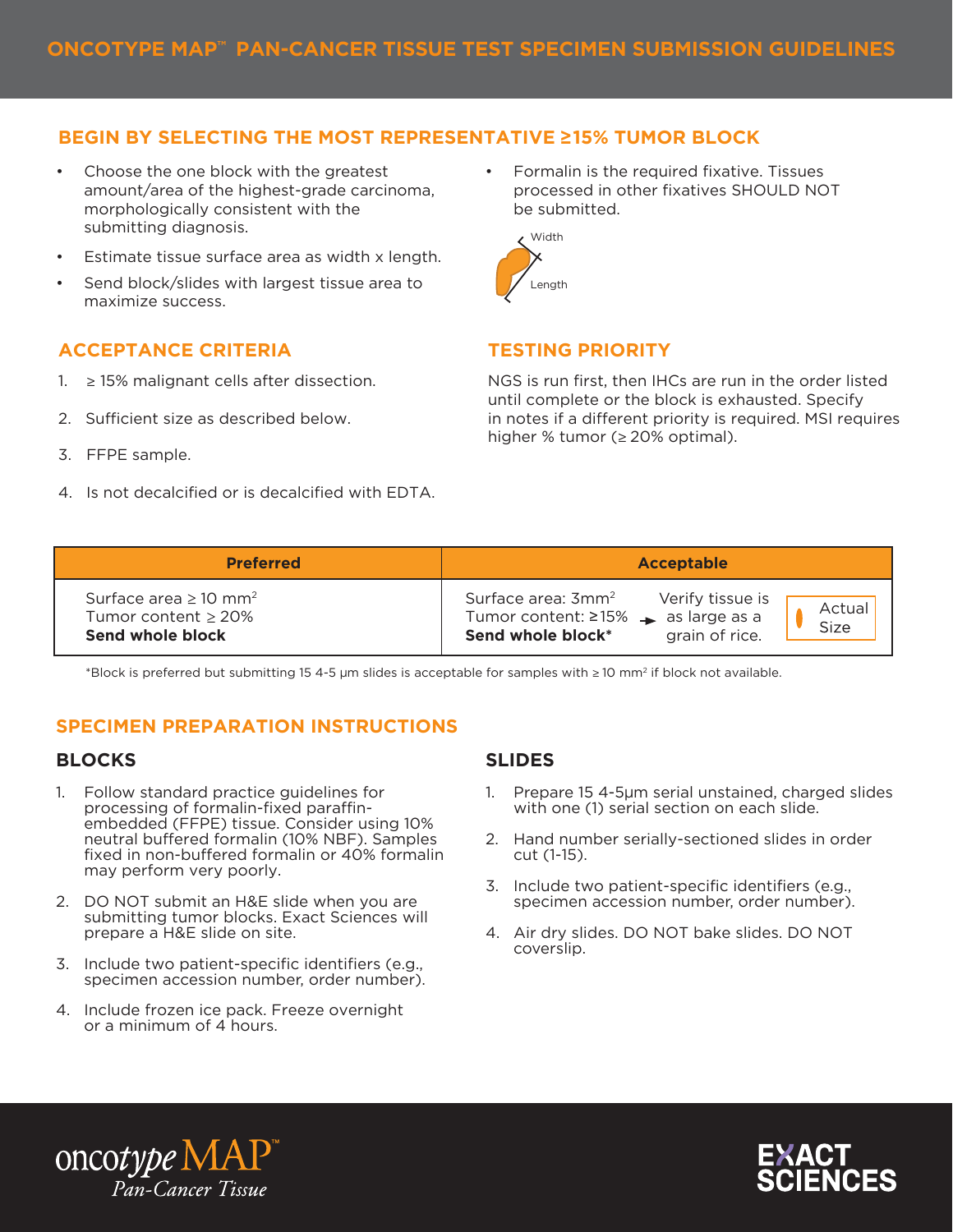# ONCOTYPE MAP™ PAN-CANCER TISSUE TEST SPECIMEN SUBMISSION GUIDELINES

## BEGIN BY SELECTING THE MOST REPRESENTATIVE ≥15% TUMOR BLOCK

- Choose the one block with the greatest amount/area of the highest-grade carcinoma, morphologically consistent with the submitting diagnosis.
- Estimate tissue surface area as width x length.
- Send block/slides with largest tissue area to maximize success.
- Formalin is the required fixative. Tissues processed in other fixatives SHOULD NOT be submitted.

Width

Length

## ACCEPTANCE CRITERIA

1. ≥ 15% malignant cells after dissection.
2. Sufficient size as described below.
3. FFPE sample.
4. Is not decalcified or is decalcified with EDTA.

## TESTING PRIORITY

NGS is run first, then IHCs are run in the order listed until complete or the block is exhausted. Specify in notes if a different priority is required. MSI requires higher % tumor (≥ 20% optimal).

| Preferred | Acceptable |
|---|---|
| Surface area ≥ 10 $mm^2$<br>Tumor content ≥ 20%<br>**Send whole block** | Surface area: $3mm^2$<br>Tumor content: ≥15%<br>**Send whole block***<br>→ Verify tissue is as large as a grain of rice. Actual Size |

*Block is preferred but submitting 15 4-5 µm slides is acceptable for samples with ≥ 10 $mm^2$ if block not available.

## SPECIMEN PREPARATION INSTRUCTIONS

### BLOCKS

1. Follow standard practice guidelines for processing of formalin-fixed paraffin-embedded (FFPE) tissue. Consider using 10% neutral buffered formalin (10% NBF). Samples fixed in non-buffered formalin or 40% formalin may perform very poorly.
2. DO NOT submit an H&E slide when you are submitting tumor blocks. Exact Sciences will prepare a H&E slide on site.
3. Include two patient-specific identifiers (e.g., specimen accession number, order number).
4. Include frozen ice pack. Freeze overnight or a minimum of 4 hours.

### SLIDES

1. Prepare 15 4-5µm serial unstained, charged slides with one (1) serial section on each slide.
2. Hand number serially-sectioned slides in order cut (1-15).
3. Include two patient-specific identifiers (e.g., specimen accession number, order number).
4. Air dry slides. DO NOT bake slides. DO NOT coverslip.

oncotype MAP™ *Pan-Cancer Tissue*

EXACT SCIENCES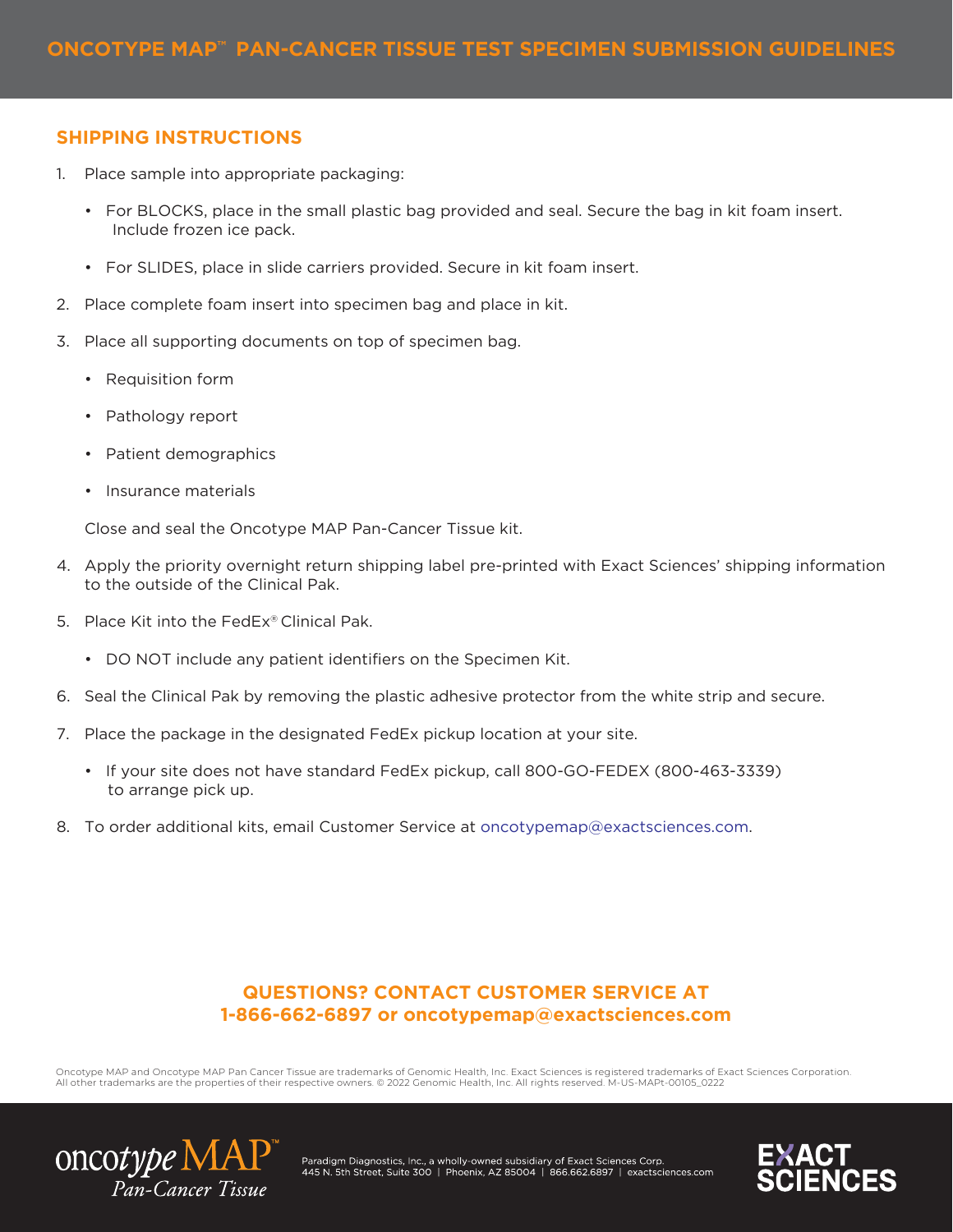# ONCOTYPE MAP™ PAN-CANCER TISSUE TEST SPECIMEN SUBMISSION GUIDELINES

## SHIPPING INSTRUCTIONS

1. Place sample into appropriate packaging:
   - For BLOCKS, place in the small plastic bag provided and seal. Secure the bag in kit foam insert. Include frozen ice pack.
   - For SLIDES, place in slide carriers provided. Secure in kit foam insert.
2. Place complete foam insert into specimen bag and place in kit.
3. Place all supporting documents on top of specimen bag.
   - Requisition form
   - Pathology report
   - Patient demographics
   - Insurance materials

   Close and seal the Oncotype MAP Pan-Cancer Tissue kit.
4. Apply the priority overnight return shipping label pre-printed with Exact Sciences' shipping information to the outside of the Clinical Pak.
5. Place Kit into the FedEx® Clinical Pak.
   - DO NOT include any patient identifiers on the Specimen Kit.
6. Seal the Clinical Pak by removing the plastic adhesive protector from the white strip and secure.
7. Place the package in the designated FedEx pickup location at your site.
   - If your site does not have standard FedEx pickup, call 800-GO-FEDEX (800-463-3339) to arrange pick up.
8. To order additional kits, email Customer Service at oncotypemap@exactsciences.com.

**QUESTIONS? CONTACT CUSTOMER SERVICE AT 1-866-662-6897 or oncotypemap@exactsciences.com**

Oncotype MAP and Oncotype MAP Pan Cancer Tissue are trademarks of Genomic Health, Inc. Exact Sciences is registered trademarks of Exact Sciences Corporation. All other trademarks are the properties of their respective owners. © 2022 Genomic Health, Inc. All rights reserved. M-US-MAPt-00105_0222

oncotype MAP™ Pan-Cancer Tissue

Paradigm Diagnostics, Inc., a wholly-owned subsidiary of Exact Sciences Corp.
445 N. 5th Street, Suite 300 | Phoenix, AZ 85004 | 866.662.6897 | exactsciences.com

EXACT SCIENCES